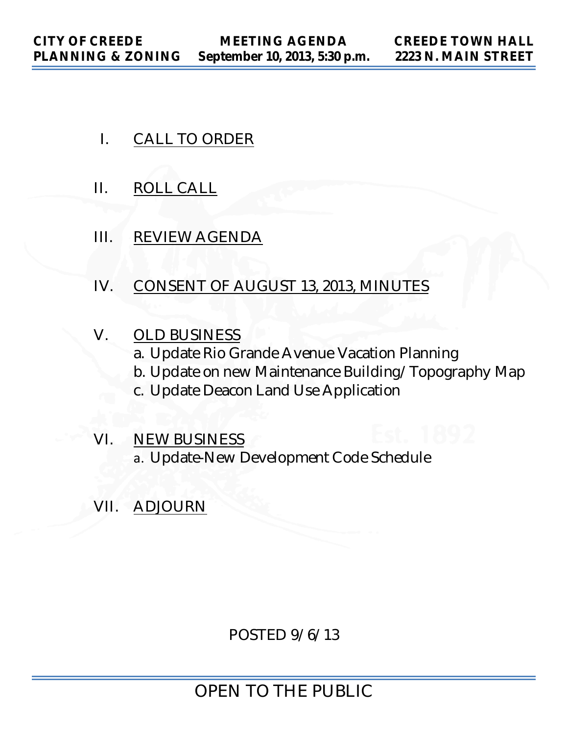**CITY OF CREEDE**
**PLANNING & ZONING**

**MEETING AGENDA**
**September 10, 2013, 5:30 p.m.**

**CREEDE TOWN HALL**
**2223 N. MAIN STREET**

I. CALL TO ORDER

II. ROLL CALL

III. REVIEW AGENDA

IV. CONSENT OF AUGUST 13, 2013, MINUTES

V. OLD BUSINESS
   a. Update Rio Grande Avenue Vacation Planning
   b. Update on new Maintenance Building/Topography Map
   c. Update Deacon Land Use Application

VI. NEW BUSINESS
   a. Update-New Development Code Schedule

VII. ADJOURN

POSTED 9/6/13

OPEN TO THE PUBLIC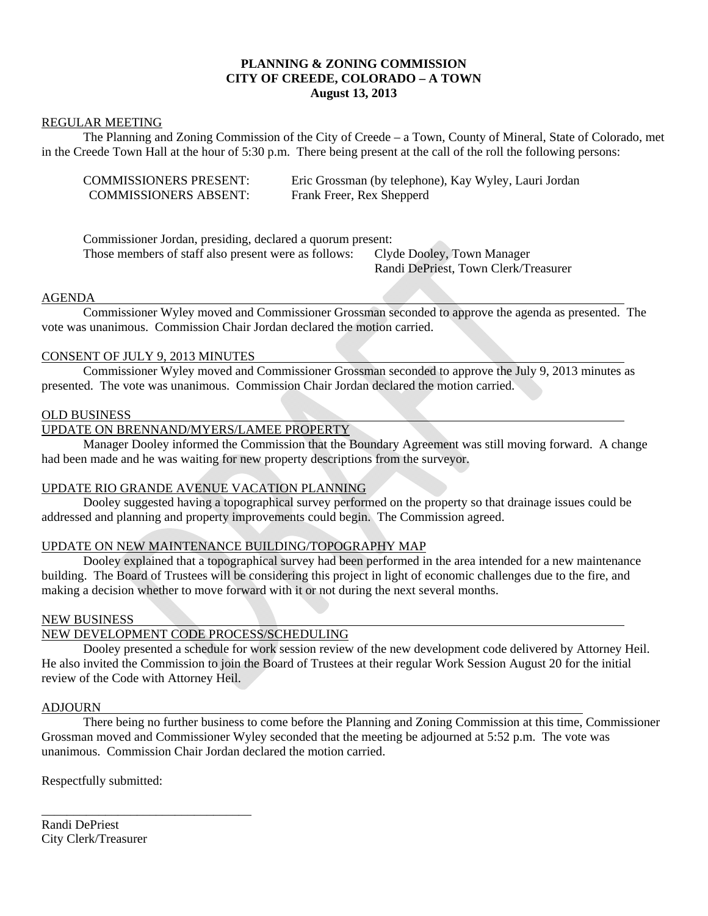**PLANNING & ZONING COMMISSION**
**CITY OF CREEDE, COLORADO – A TOWN**
**August 13, 2013**

REGULAR MEETING

The Planning and Zoning Commission of the City of Creede – a Town, County of Mineral, State of Colorado, met in the Creede Town Hall at the hour of 5:30 p.m. There being present at the call of the roll the following persons:

| | |
|---|---|
| COMMISSIONERS PRESENT: | Eric Grossman (by telephone), Kay Wyley, Lauri Jordan |
| COMMISSIONERS ABSENT: | Frank Freer, Rex Shepperd |

Commissioner Jordan, presiding, declared a quorum present:

Those members of staff also present were as follows: Clyde Dooley, Town Manager
Randi DePriest, Town Clerk/Treasurer

AGENDA

Commissioner Wyley moved and Commissioner Grossman seconded to approve the agenda as presented. The vote was unanimous. Commission Chair Jordan declared the motion carried.

CONSENT OF JULY 9, 2013 MINUTES

Commissioner Wyley moved and Commissioner Grossman seconded to approve the July 9, 2013 minutes as presented. The vote was unanimous. Commission Chair Jordan declared the motion carried.

OLD BUSINESS

UPDATE ON BRENNAND/MYERS/LAMEE PROPERTY

Manager Dooley informed the Commission that the Boundary Agreement was still moving forward. A change had been made and he was waiting for new property descriptions from the surveyor.

UPDATE RIO GRANDE AVENUE VACATION PLANNING

Dooley suggested having a topographical survey performed on the property so that drainage issues could be addressed and planning and property improvements could begin. The Commission agreed.

UPDATE ON NEW MAINTENANCE BUILDING/TOPOGRAPHY MAP

Dooley explained that a topographical survey had been performed in the area intended for a new maintenance building. The Board of Trustees will be considering this project in light of economic challenges due to the fire, and making a decision whether to move forward with it or not during the next several months.

NEW BUSINESS

NEW DEVELOPMENT CODE PROCESS/SCHEDULING

Dooley presented a schedule for work session review of the new development code delivered by Attorney Heil. He also invited the Commission to join the Board of Trustees at their regular Work Session August 20 for the initial review of the Code with Attorney Heil.

ADJOURN

There being no further business to come before the Planning and Zoning Commission at this time, Commissioner Grossman moved and Commissioner Wyley seconded that the meeting be adjourned at 5:52 p.m. The vote was unanimous. Commission Chair Jordan declared the motion carried.

Respectfully submitted:

\_\_\_\_\_\_\_\_\_\_\_\_\_\_\_\_\_\_\_\_\_\_\_\_\_\_\_\_\_\_\_\_\_\_

Randi DePriest
City Clerk/Treasurer